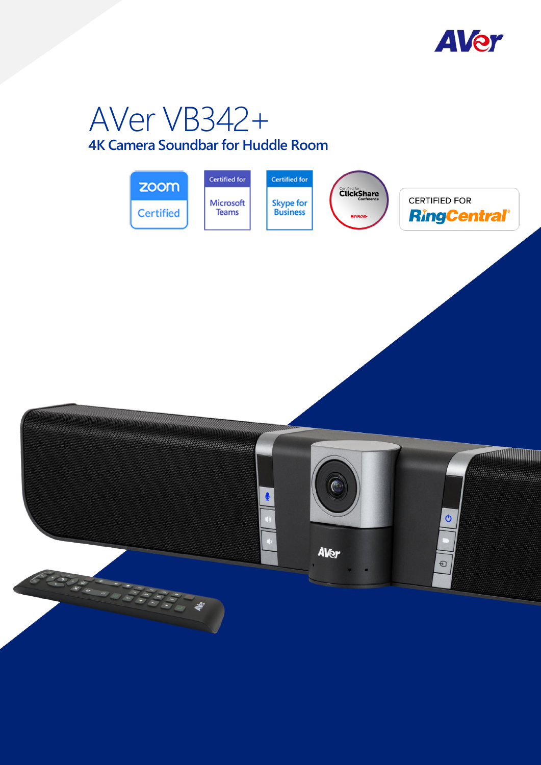# AVer VB342+

## 4K Camera Soundbar for Huddle Room

zoom Certified

Certified for Microsoft Teams

Certified for Skype for Business

Certified for ClickShare Conference

CERTIFIED FOR RingCentral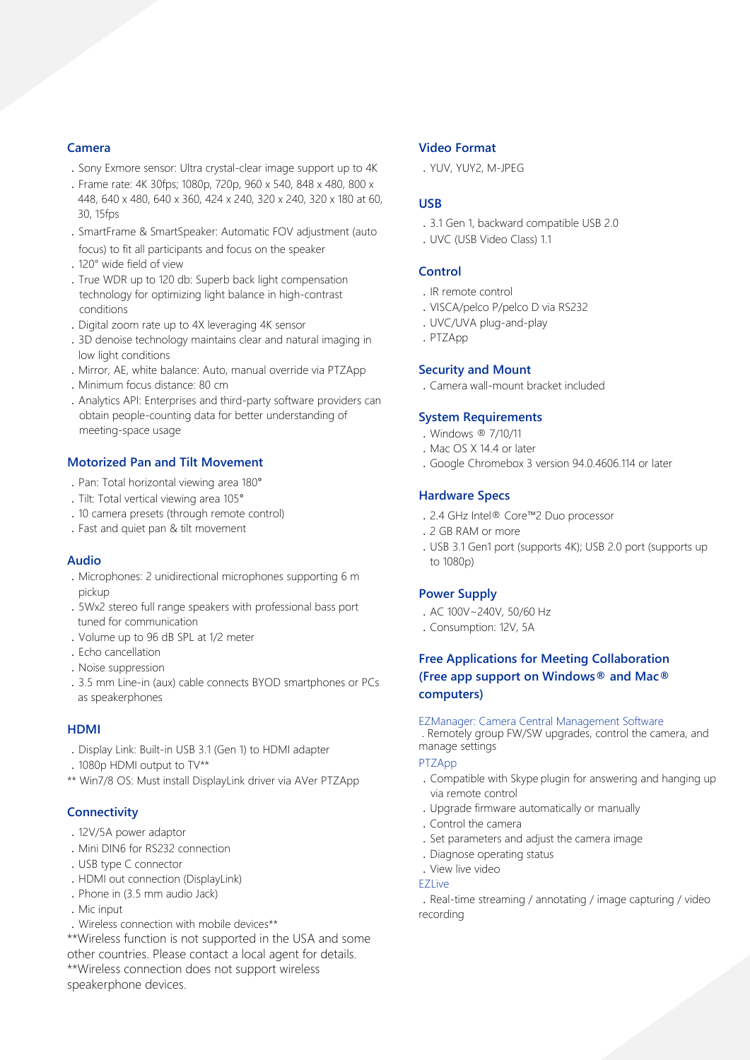## Camera

- Sony Exmore sensor: Ultra crystal-clear image support up to 4K
- Frame rate: 4K 30fps; 1080p, 720p, 960 x 540, 848 x 480, 800 x 448, 640 x 480, 640 x 360, 424 x 240, 320 x 240, 320 x 180 at 60, 30, 15fps
- SmartFrame & SmartSpeaker: Automatic FOV adjustment (auto focus) to fit all participants and focus on the speaker
- 120° wide field of view
- True WDR up to 120 db: Superb back light compensation technology for optimizing light balance in high-contrast conditions
- Digital zoom rate up to 4X leveraging 4K sensor
- 3D denoise technology maintains clear and natural imaging in low light conditions
- Mirror, AE, white balance: Auto, manual override via PTZApp
- Minimum focus distance: 80 cm
- Analytics API: Enterprises and third-party software providers can obtain people-counting data for better understanding of meeting-space usage

## Motorized Pan and Tilt Movement

- Pan: Total horizontal viewing area 180°
- Tilt: Total vertical viewing area 105°
- 10 camera presets (through remote control)
- Fast and quiet pan & tilt movement

## Audio

- Microphones: 2 unidirectional microphones supporting 6 m pickup
- 5Wx2 stereo full range speakers with professional bass port tuned for communication
- Volume up to 96 dB SPL at 1/2 meter
- Echo cancellation
- Noise suppression
- 3.5 mm Line-in (aux) cable connects BYOD smartphones or PCs as speakerphones

## HDMI

- Display Link: Built-in USB 3.1 (Gen 1) to HDMI adapter
- 1080p HDMI output to TV**

** Win7/8 OS: Must install DisplayLink driver via AVer PTZApp

## Connectivity

- 12V/5A power adaptor
- Mini DIN6 for RS232 connection
- USB type C connector
- HDMI out connection (DisplayLink)
- Phone in (3.5 mm audio Jack)
- Mic input
- Wireless connection with mobile devices**

**Wireless function is not supported in the USA and some other countries. Please contact a local agent for details.
**Wireless connection does not support wireless speakerphone devices.

## Video Format

- YUV, YUY2, M-JPEG

## USB

- 3.1 Gen 1, backward compatible USB 2.0
- UVC (USB Video Class) 1.1

## Control

- IR remote control
- VISCA/pelco P/pelco D via RS232
- UVC/UVA plug-and-play
- PTZApp

## Security and Mount

- Camera wall-mount bracket included

## System Requirements

- Windows ® 7/10/11
- Mac OS X 14.4 or later
- Google Chromebox 3 version 94.0.4606.114 or later

## Hardware Specs

- 2.4 GHz Intel® Core™2 Duo processor
- 2 GB RAM or more
- USB 3.1 Gen1 port (supports 4K); USB 2.0 port (supports up to 1080p)

## Power Supply

- AC 100V~240V, 50/60 Hz
- Consumption: 12V, 5A

## Free Applications for Meeting Collaboration (Free app support on Windows® and Mac® computers)

EZManager: Camera Central Management Software

- Remotely group FW/SW upgrades, control the camera, and manage settings

PTZApp

- Compatible with Skype plugin for answering and hanging up via remote control
- Upgrade firmware automatically or manually
- Control the camera
- Set parameters and adjust the camera image
- Diagnose operating status
- View live video

EZLive

- Real-time streaming / annotating / image capturing / video recording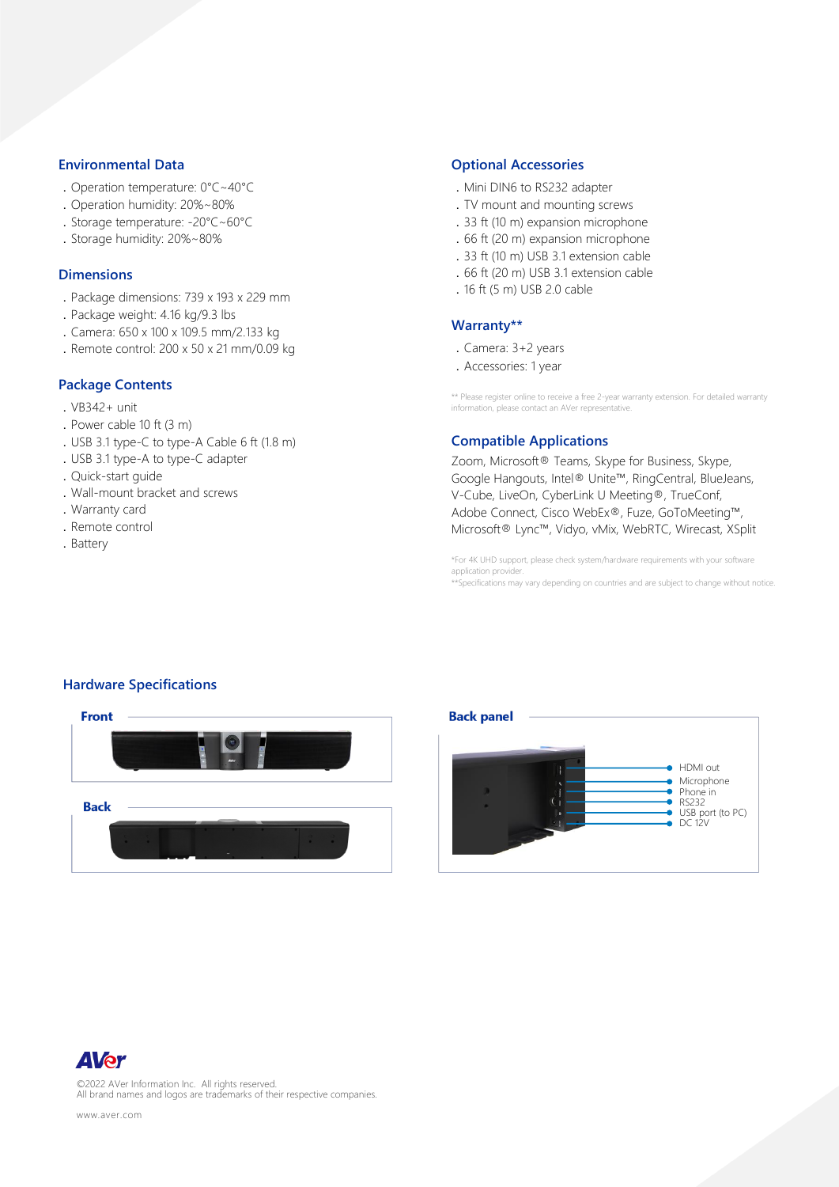## Environmental Data

- Operation temperature: 0°C~40°C
- Operation humidity: 20%~80%
- Storage temperature: -20°C~60°C
- Storage humidity: 20%~80%

## Dimensions

- Package dimensions: 739 x 193 x 229 mm
- Package weight: 4.16 kg/9.3 lbs
- Camera: 650 x 100 x 109.5 mm/2.133 kg
- Remote control: 200 x 50 x 21 mm/0.09 kg

## Package Contents

- VB342+ unit
- Power cable 10 ft (3 m)
- USB 3.1 type-C to type-A Cable 6 ft (1.8 m)
- USB 3.1 type-A to type-C adapter
- Quick-start guide
- Wall-mount bracket and screws
- Warranty card
- Remote control
- Battery

## Optional Accessories

- Mini DIN6 to RS232 adapter
- TV mount and mounting screws
- 33 ft (10 m) expansion microphone
- 66 ft (20 m) expansion microphone
- 33 ft (10 m) USB 3.1 extension cable
- 66 ft (20 m) USB 3.1 extension cable
- 16 ft (5 m) USB 2.0 cable

## Warranty**

- Camera: 3+2 years
- Accessories: 1 year

** Please register online to receive a free 2-year warranty extension. For detailed warranty information, please contact an AVer representative.

## Compatible Applications

Zoom, Microsoft® Teams, Skype for Business, Skype, Google Hangouts, Intel® Unite™, RingCentral, BlueJeans, V-Cube, LiveOn, CyberLink U Meeting®, TrueConf, Adobe Connect, Cisco WebEx®, Fuze, GoToMeeting™, Microsoft® Lync™, Vidyo, vMix, WebRTC, Wirecast, XSplit

*For 4K UHD support, please check system/hardware requirements with your software application provider.
**Specifications may vary depending on countries and are subject to change without notice.

## Hardware Specifications

**Front**

**Back**

**Back panel**

HDMI out
Microphone
Phone in
RS232
USB port (to PC)
DC 12V

©2022 AVer Information Inc. All rights reserved.
All brand names and logos are trademarks of their respective companies.

www.aver.com